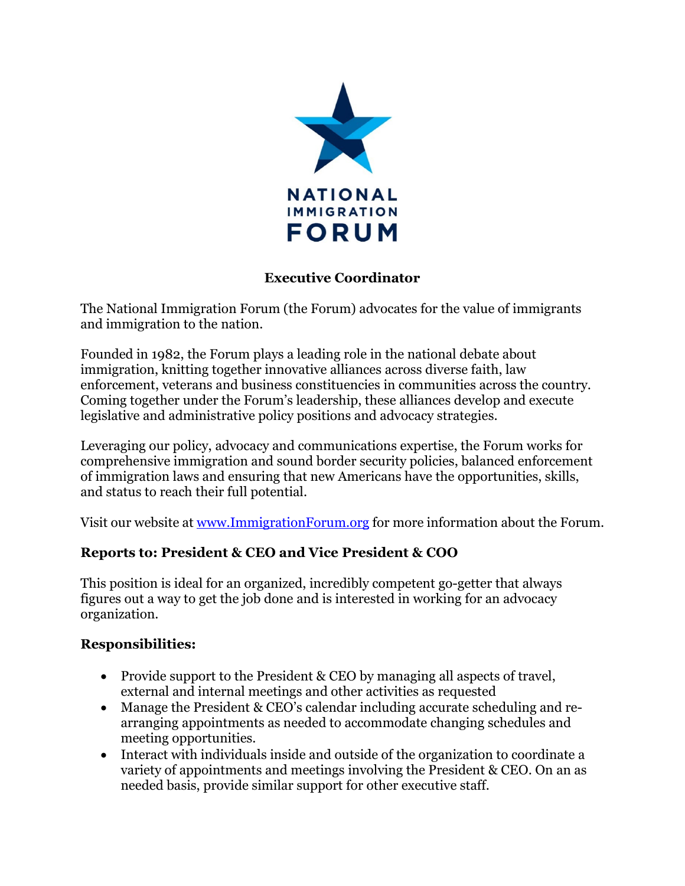NATIONAL IMMIGRATION FORUM

# Executive Coordinator

The National Immigration Forum (the Forum) advocates for the value of immigrants and immigration to the nation.

Founded in 1982, the Forum plays a leading role in the national debate about immigration, knitting together innovative alliances across diverse faith, law enforcement, veterans and business constituencies in communities across the country. Coming together under the Forum's leadership, these alliances develop and execute legislative and administrative policy positions and advocacy strategies.

Leveraging our policy, advocacy and communications expertise, the Forum works for comprehensive immigration and sound border security policies, balanced enforcement of immigration laws and ensuring that new Americans have the opportunities, skills, and status to reach their full potential.

Visit our website at [www.ImmigrationForum.org](http://www.ImmigrationForum.org) for more information about the Forum.

**Reports to: President & CEO and Vice President & COO**

This position is ideal for an organized, incredibly competent go-getter that always figures out a way to get the job done and is interested in working for an advocacy organization.

**Responsibilities:**

- Provide support to the President & CEO by managing all aspects of travel, external and internal meetings and other activities as requested
- Manage the President & CEO's calendar including accurate scheduling and re-arranging appointments as needed to accommodate changing schedules and meeting opportunities.
- Interact with individuals inside and outside of the organization to coordinate a variety of appointments and meetings involving the President & CEO. On an as needed basis, provide similar support for other executive staff.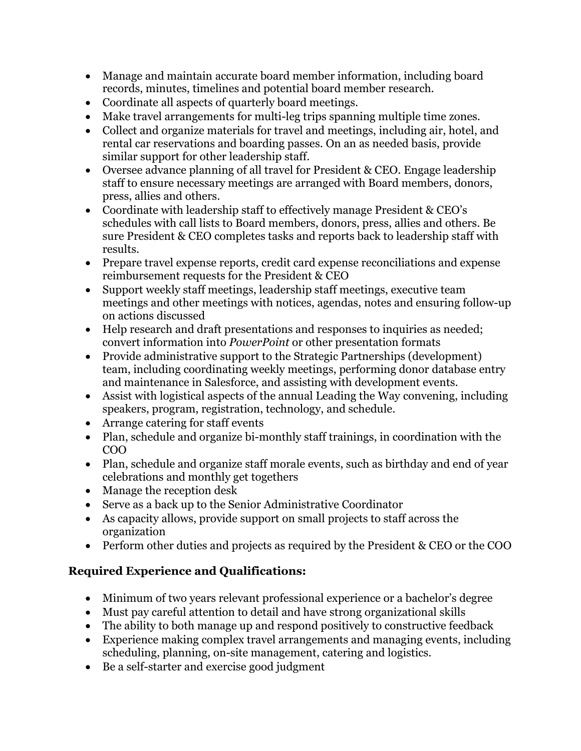- Manage and maintain accurate board member information, including board records, minutes, timelines and potential board member research.
- Coordinate all aspects of quarterly board meetings.
- Make travel arrangements for multi-leg trips spanning multiple time zones.
- Collect and organize materials for travel and meetings, including air, hotel, and rental car reservations and boarding passes. On an as needed basis, provide similar support for other leadership staff.
- Oversee advance planning of all travel for President & CEO. Engage leadership staff to ensure necessary meetings are arranged with Board members, donors, press, allies and others.
- Coordinate with leadership staff to effectively manage President & CEO's schedules with call lists to Board members, donors, press, allies and others. Be sure President & CEO completes tasks and reports back to leadership staff with results.
- Prepare travel expense reports, credit card expense reconciliations and expense reimbursement requests for the President & CEO
- Support weekly staff meetings, leadership staff meetings, executive team meetings and other meetings with notices, agendas, notes and ensuring follow-up on actions discussed
- Help research and draft presentations and responses to inquiries as needed; convert information into *PowerPoint* or other presentation formats
- Provide administrative support to the Strategic Partnerships (development) team, including coordinating weekly meetings, performing donor database entry and maintenance in Salesforce, and assisting with development events.
- Assist with logistical aspects of the annual Leading the Way convening, including speakers, program, registration, technology, and schedule.
- Arrange catering for staff events
- Plan, schedule and organize bi-monthly staff trainings, in coordination with the COO
- Plan, schedule and organize staff morale events, such as birthday and end of year celebrations and monthly get togethers
- Manage the reception desk
- Serve as a back up to the Senior Administrative Coordinator
- As capacity allows, provide support on small projects to staff across the organization
- Perform other duties and projects as required by the President & CEO or the COO

**Required Experience and Qualifications:**

- Minimum of two years relevant professional experience or a bachelor's degree
- Must pay careful attention to detail and have strong organizational skills
- The ability to both manage up and respond positively to constructive feedback
- Experience making complex travel arrangements and managing events, including scheduling, planning, on-site management, catering and logistics.
- Be a self-starter and exercise good judgment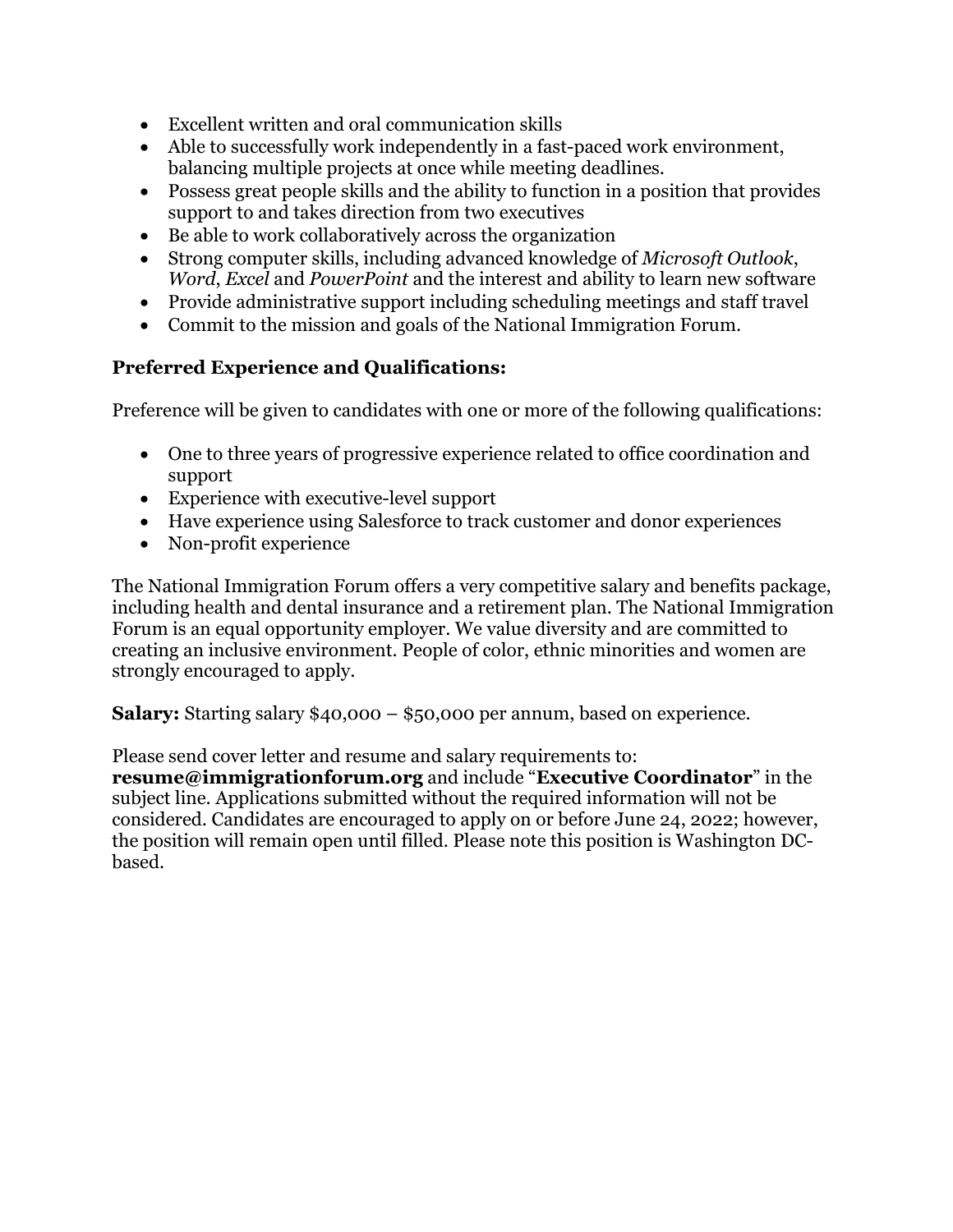- Excellent written and oral communication skills
- Able to successfully work independently in a fast-paced work environment, balancing multiple projects at once while meeting deadlines.
- Possess great people skills and the ability to function in a position that provides support to and takes direction from two executives
- Be able to work collaboratively across the organization
- Strong computer skills, including advanced knowledge of *Microsoft Outlook*, *Word*, *Excel* and *PowerPoint* and the interest and ability to learn new software
- Provide administrative support including scheduling meetings and staff travel
- Commit to the mission and goals of the National Immigration Forum.

**Preferred Experience and Qualifications:**

Preference will be given to candidates with one or more of the following qualifications:

- One to three years of progressive experience related to office coordination and support
- Experience with executive-level support
- Have experience using Salesforce to track customer and donor experiences
- Non-profit experience

The National Immigration Forum offers a very competitive salary and benefits package, including health and dental insurance and a retirement plan. The National Immigration Forum is an equal opportunity employer. We value diversity and are committed to creating an inclusive environment. People of color, ethnic minorities and women are strongly encouraged to apply.

**Salary:** Starting salary $40,000 – $50,000 per annum, based on experience.

Please send cover letter and resume and salary requirements to: **resume@immigrationforum.org** and include "**Executive Coordinator**" in the subject line. Applications submitted without the required information will not be considered. Candidates are encouraged to apply on or before June 24, 2022; however, the position will remain open until filled. Please note this position is Washington DC-based.